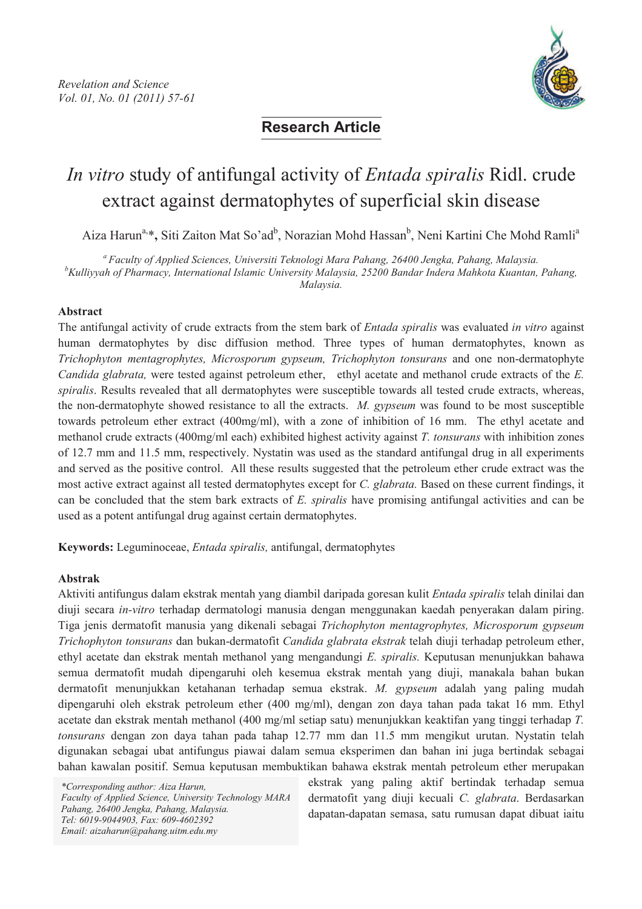# Research Article

# *In vitro* study of antifungal activity of *Entada spiralis* Ridl. crude extract against dermatophytes of superficial skin disease

Aiza Harun[a,*], Siti Zaiton Mat So'ad[b], Norazian Mohd Hassan[b], Neni Kartini Che Mohd Ramli[a]

[a] *Faculty of Applied Sciences, Universiti Teknologi Mara Pahang, 26400 Jengka, Pahang, Malaysia.*
[b] *Kulliyyah of Pharmacy, International Islamic University Malaysia, 25200 Bandar Indera Mahkota Kuantan, Pahang, Malaysia.*

## Abstract

The antifungal activity of crude extracts from the stem bark of *Entada spiralis* was evaluated *in vitro* against human dermatophytes by disc diffusion method. Three types of human dermatophytes, known as *Trichophyton mentagrophytes, Microsporum gypseum, Trichophyton tonsurans* and one non-dermatophyte *Candida glabrata,* were tested against petroleum ether, ethyl acetate and methanol crude extracts of the *E. spiralis*. Results revealed that all dermatophytes were susceptible towards all tested crude extracts, whereas, the non-dermatophyte showed resistance to all the extracts. *M. gypseum* was found to be most susceptible towards petroleum ether extract (400mg/ml), with a zone of inhibition of 16 mm. The ethyl acetate and methanol crude extracts (400mg/ml each) exhibited highest activity against *T. tonsurans* with inhibition zones of 12.7 mm and 11.5 mm, respectively. Nystatin was used as the standard antifungal drug in all experiments and served as the positive control. All these results suggested that the petroleum ether crude extract was the most active extract against all tested dermatophytes except for *C. glabrata.* Based on these current findings, it can be concluded that the stem bark extracts of *E. spiralis* have promising antifungal activities and can be used as a potent antifungal drug against certain dermatophytes.

**Keywords:** Leguminoceae, *Entada spiralis,* antifungal, dermatophytes

## Abstrak

Aktiviti antifungus dalam ekstrak mentah yang diambil daripada goresan kulit *Entada spiralis* telah dinilai dan diuji secara *in-vitro* terhadap dermatologi manusia dengan menggunakan kaedah penyerakan dalam piring. Tiga jenis dermatofit manusia yang dikenali sebagai *Trichophyton mentagrophytes, Microsporum gypseum Trichophyton tonsurans* dan bukan-dermatofit *Candida glabrata ekstrak* telah diuji terhadap petroleum ether, ethyl acetate dan ekstrak mentah methanol yang mengandungi *E. spiralis.* Keputusan menunjukkan bahawa semua dermatofit mudah dipengaruhi oleh kesemua ekstrak mentah yang diuji, manakala bahan bukan dermatofit menunjukkan ketahanan terhadap semua ekstrak. *M. gypseum* adalah yang paling mudah dipengaruhi oleh ekstrak petroleum ether (400 mg/ml), dengan zon daya tahan pada takat 16 mm. Ethyl acetate dan ekstrak mentah methanol (400 mg/ml setiap satu) menunjukkan keaktifan yang tinggi terhadap *T. tonsurans* dengan zon daya tahan pada tahap 12.77 mm dan 11.5 mm mengikut urutan. Nystatin telah digunakan sebagai ubat antifungus piawai dalam semua eksperimen dan bahan ini juga bertindak sebagai bahan kawalan positif. Semua keputusan membuktikan bahawa ekstrak mentah petroleum ether merupakan ekstrak yang paling aktif bertindak terhadap semua dermatofit yang diuji kecuali *C. glabrata*. Berdasarkan dapatan-dapatan semasa, satu rumusan dapat dibuat iaitu

*\*Corresponding author: Aiza Harun, Faculty of Applied Science, University Technology MARA Pahang, 26400 Jengka, Pahang, Malaysia. Tel: 6019-9044903, Fax: 609-4602392 Email: aizaharun@pahang.uitm.edu.my*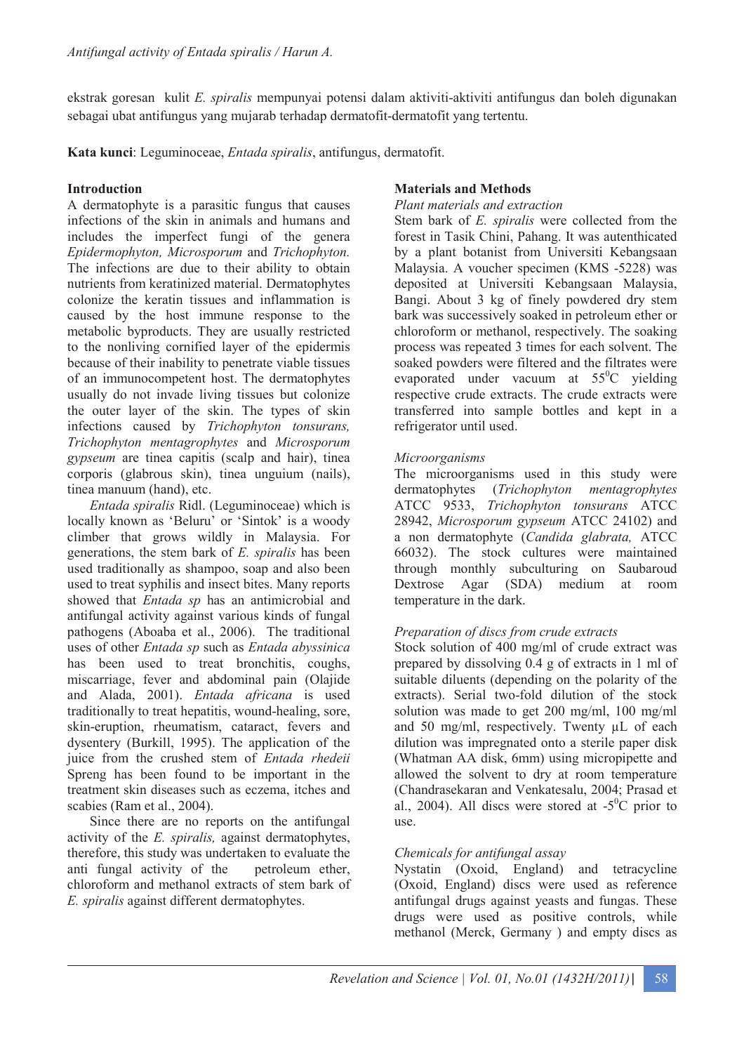ekstrak goresan kulit *E. spiralis* mempunyai potensi dalam aktiviti-aktiviti antifungus dan boleh digunakan sebagai ubat antifungus yang mujarab terhadap dermatofit-dermatofit yang tertentu.

**Kata kunci**: Leguminoceae, *Entada spiralis*, antifungus, dermatofit.

## Introduction

A dermatophyte is a parasitic fungus that causes infections of the skin in animals and humans and includes the imperfect fungi of the genera *Epidermophyton, Microsporum* and *Trichophyton.* The infections are due to their ability to obtain nutrients from keratinized material. Dermatophytes colonize the keratin tissues and inflammation is caused by the host immune response to the metabolic byproducts. They are usually restricted to the nonliving cornified layer of the epidermis because of their inability to penetrate viable tissues of an immunocompetent host. The dermatophytes usually do not invade living tissues but colonize the outer layer of the skin. The types of skin infections caused by *Trichophyton tonsurans, Trichophyton mentagrophytes* and *Microsporum gypseum* are tinea capitis (scalp and hair), tinea corporis (glabrous skin), tinea unguium (nails), tinea manuum (hand), etc.

*Entada spiralis* Ridl. (Leguminoceae) which is locally known as 'Beluru' or 'Sintok' is a woody climber that grows wildly in Malaysia. For generations, the stem bark of *E. spiralis* has been used traditionally as shampoo, soap and also been used to treat syphilis and insect bites. Many reports showed that *Entada sp* has an antimicrobial and antifungal activity against various kinds of fungal pathogens (Aboaba et al., 2006). The traditional uses of other *Entada sp* such as *Entada abyssinica* has been used to treat bronchitis, coughs, miscarriage, fever and abdominal pain (Olajide and Alada, 2001). *Entada africana* is used traditionally to treat hepatitis, wound-healing, sore, skin-eruption, rheumatism, cataract, fevers and dysentery (Burkill, 1995). The application of the juice from the crushed stem of *Entada rhedeii* Spreng has been found to be important in the treatment skin diseases such as eczema, itches and scabies (Ram et al., 2004).

Since there are no reports on the antifungal activity of the *E. spiralis,* against dermatophytes, therefore, this study was undertaken to evaluate the anti fungal activity of the petroleum ether, chloroform and methanol extracts of stem bark of *E. spiralis* against different dermatophytes.

## Materials and Methods

*Plant materials and extraction*

Stem bark of *E. spiralis* were collected from the forest in Tasik Chini, Pahang. It was autenthicated by a plant botanist from Universiti Kebangsaan Malaysia. A voucher specimen (KMS -5228) was deposited at Universiti Kebangsaan Malaysia, Bangi. About 3 kg of finely powdered dry stem bark was successively soaked in petroleum ether or chloroform or methanol, respectively. The soaking process was repeated 3 times for each solvent. The soaked powders were filtered and the filtrates were evaporated under vacuum at $55^0$C yielding respective crude extracts. The crude extracts were transferred into sample bottles and kept in a refrigerator until used.

*Microorganisms*

The microorganisms used in this study were dermatophytes (*Trichophyton mentagrophytes* ATCC 9533, *Trichophyton tonsurans* ATCC 28942, *Microsporum gypseum* ATCC 24102) and a non dermatophyte (*Candida glabrata,* ATCC 66032). The stock cultures were maintained through monthly subculturing on Saubaroud Dextrose Agar (SDA) medium at room temperature in the dark.

*Preparation of discs from crude extracts*

Stock solution of 400 mg/ml of crude extract was prepared by dissolving 0.4 g of extracts in 1 ml of suitable diluents (depending on the polarity of the extracts). Serial two-fold dilution of the stock solution was made to get 200 mg/ml, 100 mg/ml and 50 mg/ml, respectively. Twenty µL of each dilution was impregnated onto a sterile paper disk (Whatman AA disk, 6mm) using micropipette and allowed the solvent to dry at room temperature (Chandrasekaran and Venkatesalu, 2004; Prasad et al., 2004). All discs were stored at $-5^0$C prior to use.

*Chemicals for antifungal assay*

Nystatin (Oxoid, England) and tetracycline (Oxoid, England) discs were used as reference antifungal drugs against yeasts and fungas. These drugs were used as positive controls, while methanol (Merck, Germany ) and empty discs as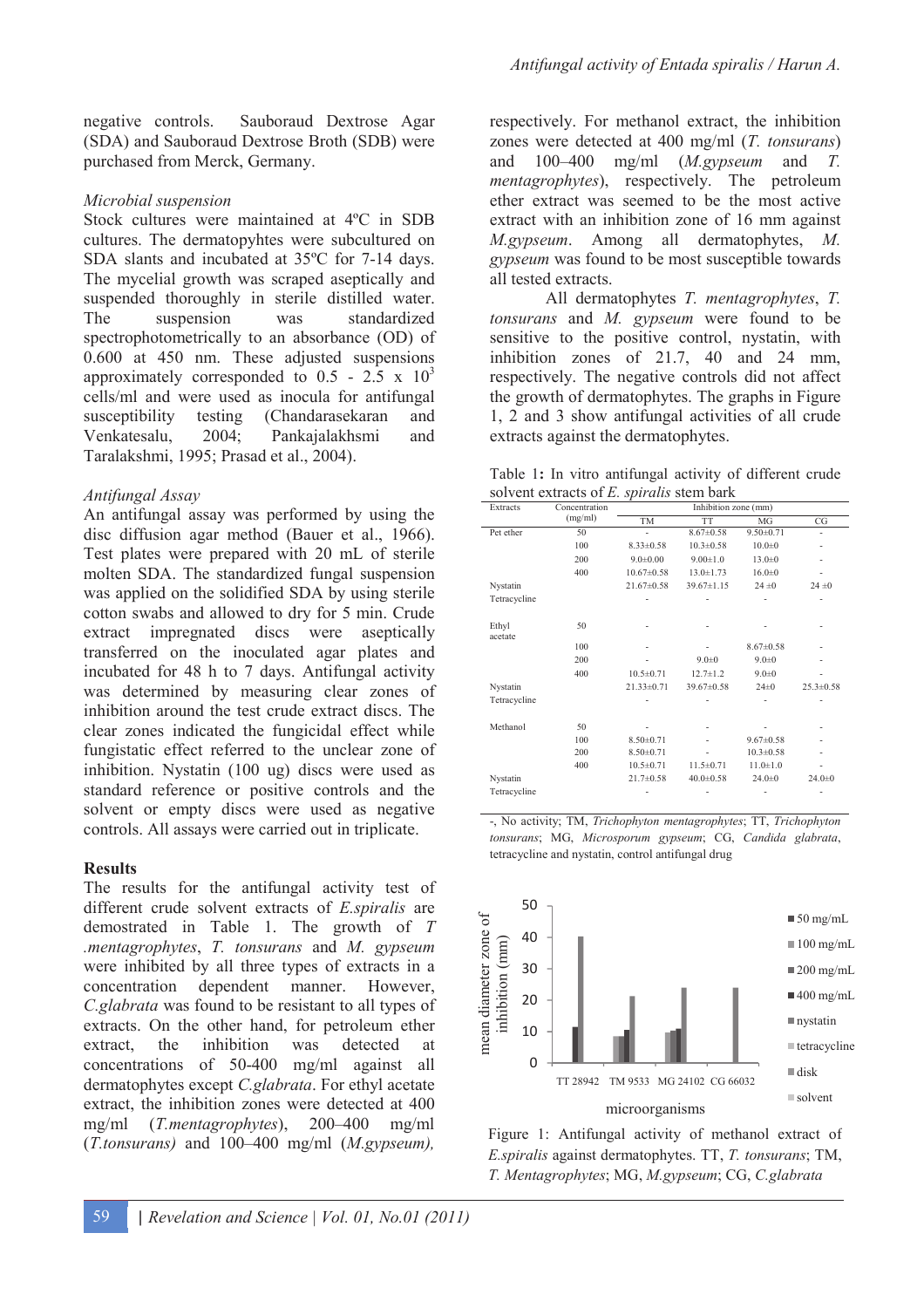negative controls. Sauboraud Dextrose Agar (SDA) and Sauboraud Dextrose Broth (SDB) were purchased from Merck, Germany.

### *Microbial suspension*

Stock cultures were maintained at 4ºC in SDB cultures. The dermatopyhtes were subcultured on SDA slants and incubated at 35ºC for 7-14 days. The mycelial growth was scraped aseptically and suspended thoroughly in sterile distilled water. The suspension was standardized spectrophotometrically to an absorbance (OD) of 0.600 at 450 nm. These adjusted suspensions approximately corresponded to $0.5 - 2.5 \times 10^3$ cells/ml and were used as inocula for antifungal susceptibility testing (Chandarasekaran and Venkatesalu, 2004; Pankajalakhsmi and Taralakshmi, 1995; Prasad et al., 2004).

### *Antifungal Assay*

An antifungal assay was performed by using the disc diffusion agar method (Bauer et al., 1966). Test plates were prepared with 20 mL of sterile molten SDA. The standardized fungal suspension was applied on the solidified SDA by using sterile cotton swabs and allowed to dry for 5 min. Crude extract impregnated discs were aseptically transferred on the inoculated agar plates and incubated for 48 h to 7 days. Antifungal activity was determined by measuring clear zones of inhibition around the test crude extract discs. The clear zones indicated the fungicidal effect while fungistatic effect referred to the unclear zone of inhibition. Nystatin (100 ug) discs were used as standard reference or positive controls and the solvent or empty discs were used as negative controls. All assays were carried out in triplicate.

## Results

The results for the antifungal activity test of different crude solvent extracts of *E.spiralis* are demostrated in Table 1. The growth of *T .mentagrophytes*, *T. tonsurans* and *M. gypseum* were inhibited by all three types of extracts in a concentration dependent manner. However, *C.glabrata* was found to be resistant to all types of extracts. On the other hand, for petroleum ether extract, the inhibition was detected at concentrations of 50-400 mg/ml against all dermatophytes except *C.glabrata*. For ethyl acetate extract, the inhibition zones were detected at 400 mg/ml (*T.mentagrophytes*), 200–400 mg/ml (*T.tonsurans)* and 100–400 mg/ml (*M.gypseum),* respectively. For methanol extract, the inhibition zones were detected at 400 mg/ml (*T. tonsurans*) and 100–400 mg/ml (*M.gypseum* and *T. mentagrophytes*), respectively. The petroleum ether extract was seemed to be the most active extract with an inhibition zone of 16 mm against *M.gypseum*. Among all dermatophytes, *M. gypseum* was found to be most susceptible towards all tested extracts.

All dermatophytes *T. mentagrophytes*, *T. tonsurans* and *M. gypseum* were found to be sensitive to the positive control, nystatin, with inhibition zones of 21.7, 40 and 24 mm, respectively. The negative controls did not affect the growth of dermatophytes. The graphs in Figure 1, 2 and 3 show antifungal activities of all crude extracts against the dermatophytes.

Table 1**:** In vitro antifungal activity of different crude solvent extracts of *E. spiralis* stem bark

| Extracts | Concentration (mg/ml) | Inhibition zone (mm) | | | |
|---|---|---|---|---|---|
| | | TM | TT | MG | CG |
| Pet ether | 50 | - | 8.67±0.58 | 9.50±0.71 | - |
| | 100 | 8.33±0.58 | 10.3±0.58 | 10.0±0 | - |
| | 200 | 9.0±0.00 | 9.00±1.0 | 13.0±0 | - |
| | 400 | 10.67±0.58 | 13.0±1.73 | 16.0±0 | - |
| Nystatin | | 21.67±0.58 | 39.67±1.15 | 24 ±0 | 24 ±0 |
| Tetracycline | | - | - | - | - |
| Ethyl acetate | 50 | - | - | - | - |
| | 100 | - | - | 8.67±0.58 | - |
| | 200 | - | 9.0±0 | 9.0±0 | - |
| | 400 | 10.5±0.71 | 12.7±1.2 | 9.0±0 | - |
| Nystatin | | 21.33±0.71 | 39.67±0.58 | 24±0 | 25.3±0.58 |
| Tetracycline | | - | - | - | - |
| Methanol | 50 | - | - | - | - |
| | 100 | 8.50±0.71 | - | 9.67±0.58 | - |
| | 200 | 8.50±0.71 | - | 10.3±0.58 | - |
| | 400 | 10.5±0.71 | 11.5±0.71 | 11.0±1.0 | - |
| Nystatin | | 21.7±0.58 | 40.0±0.58 | 24.0±0 | 24.0±0 |
| Tetracycline | | - | - | - | - |

-, No activity; TM, *Trichophyton mentagrophytes*; TT, *Trichophyton tonsurans*; MG, *Microsporum gypseum*; CG, *Candida glabrata*, tetracycline and nystatin, control antifungal drug

Figure 1: Antifungal activity of methanol extract of *E.spiralis* against dermatophytes. TT, *T. tonsurans*; TM, *T. Mentagrophytes*; MG, *M.gypseum*; CG, *C.glabrata*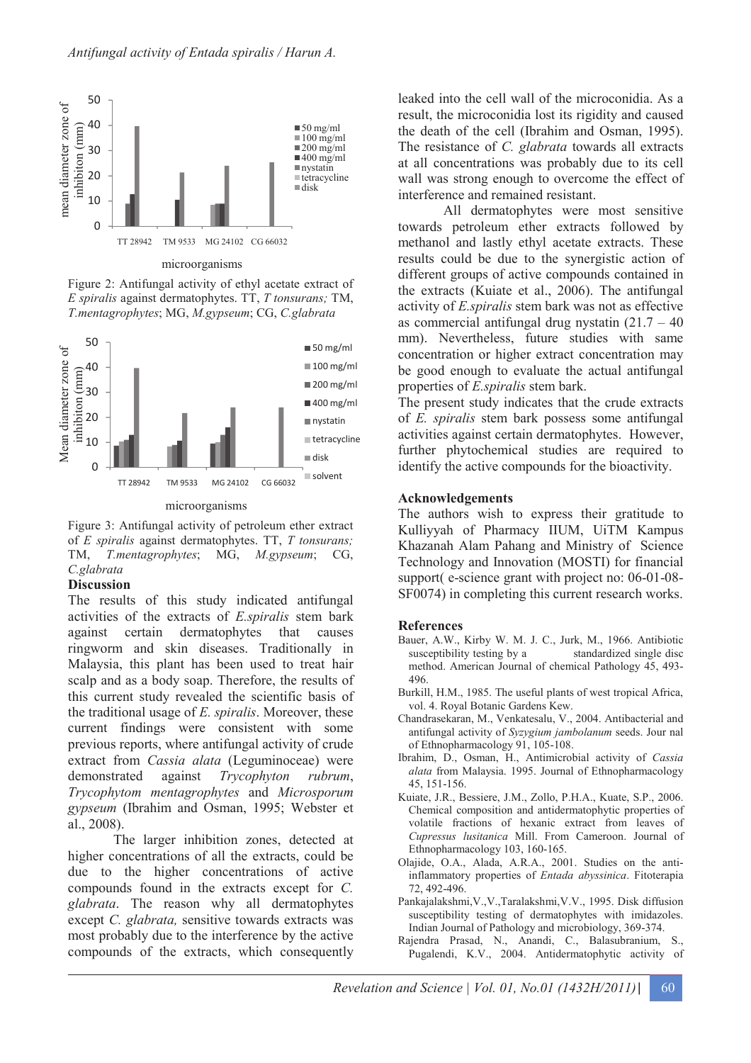Figure 2: Antifungal activity of ethyl acetate extract of *E spiralis* against dermatophytes. TT, *T tonsurans;* TM, *T.mentagrophytes*; MG, *M.gypseum*; CG, *C.glabrata*

Figure 3: Antifungal activity of petroleum ether extract of *E spiralis* against dermatophytes. TT, *T tonsurans;* TM, *T.mentagrophytes*; MG, *M.gypseum*; CG, *C.glabrata*

## Discussion

The results of this study indicated antifungal activities of the extracts of *E.spiralis* stem bark against certain dermatophytes that causes ringworm and skin diseases. Traditionally in Malaysia, this plant has been used to treat hair scalp and as a body soap. Therefore, the results of this current study revealed the scientific basis of the traditional usage of *E. spiralis*. Moreover, these current findings were consistent with some previous reports, where antifungal activity of crude extract from *Cassia alata* (Leguminoceae) were demonstrated against *Trycophyton rubrum*, *Trycophytom mentagrophytes* and *Microsporum gypseum* (Ibrahim and Osman, 1995; Webster et al., 2008).

The larger inhibition zones, detected at higher concentrations of all the extracts, could be due to the higher concentrations of active compounds found in the extracts except for *C. glabrata*. The reason why all dermatophytes except *C. glabrata,* sensitive towards extracts was most probably due to the interference by the active compounds of the extracts, which consequently leaked into the cell wall of the microconidia. As a result, the microconidia lost its rigidity and caused the death of the cell (Ibrahim and Osman, 1995). The resistance of *C. glabrata* towards all extracts at all concentrations was probably due to its cell wall was strong enough to overcome the effect of interference and remained resistant.

All dermatophytes were most sensitive towards petroleum ether extracts followed by methanol and lastly ethyl acetate extracts. These results could be due to the synergistic action of different groups of active compounds contained in the extracts (Kuiate et al., 2006). The antifungal activity of *E.spiralis* stem bark was not as effective as commercial antifungal drug nystatin (21.7 – 40 mm). Nevertheless, future studies with same concentration or higher extract concentration may be good enough to evaluate the actual antifungal properties of *E.spiralis* stem bark.

The present study indicates that the crude extracts of *E. spiralis* stem bark possess some antifungal activities against certain dermatophytes. However, further phytochemical studies are required to identify the active compounds for the bioactivity.

## Acknowledgements

The authors wish to express their gratitude to Kulliyyah of Pharmacy IIUM, UiTM Kampus Khazanah Alam Pahang and Ministry of Science Technology and Innovation (MOSTI) for financial support( e-science grant with project no: 06-01-08-SF0074) in completing this current research works.

## References

Bauer, A.W., Kirby W. M. J. C., Jurk, M., 1966. Antibiotic susceptibility testing by a standardized single disc method. American Journal of chemical Pathology 45, 493-496.

Burkill, H.M., 1985. The useful plants of west tropical Africa, vol. 4. Royal Botanic Gardens Kew.

Chandrasekaran, M., Venkatesalu, V., 2004. Antibacterial and antifungal activity of *Syzygium jambolanum* seeds. Jour nal of Ethnopharmacology 91, 105-108.

Ibrahim, D., Osman, H., Antimicrobial activity of *Cassia alata* from Malaysia. 1995. Journal of Ethnopharmacology 45, 151-156.

Kuiate, J.R., Bessiere, J.M., Zollo, P.H.A., Kuate, S.P., 2006. Chemical composition and antidermatophytic properties of volatile fractions of hexanic extract from leaves of *Cupressus lusitanica* Mill. From Cameroon. Journal of Ethnopharmacology 103, 160-165.

Olajide, O.A., Alada, A.R.A., 2001. Studies on the anti-inflammatory properties of *Entada abyssinica*. Fitoterapia 72, 492-496.

Pankajalakshmi,V.,Taralakshmi,V.V., 1995. Disk diffusion susceptibility testing of dermatophytes with imidazoles. Indian Journal of Pathology and microbiology, 369-374.

Rajendra Prasad, N., Anandi, C., Balasubranium, S., Pugalendi, K.V., 2004. Antidermatophytic activity of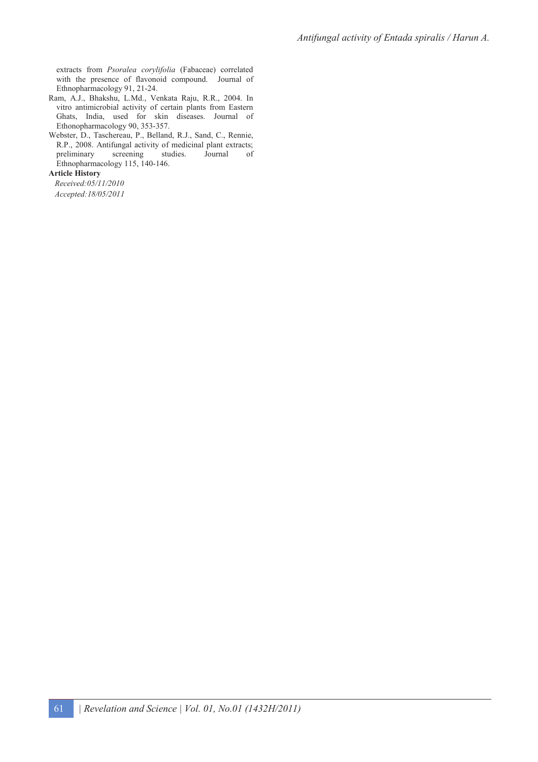extracts from *Psoralea corylifolia* (Fabaceae) correlated with the presence of flavonoid compound. Journal of Ethnopharmacology 91, 21-24.

Ram, A.J., Bhakshu, L.Md., Venkata Raju, R.R., 2004. In vitro antimicrobial activity of certain plants from Eastern Ghats, India, used for skin diseases. Journal of Ethonopharmacology 90, 353-357.

Webster, D., Taschereau, P., Belland, R.J., Sand, C., Rennie, R.P., 2008. Antifungal activity of medicinal plant extracts; preliminary screening studies. Journal of Ethnopharmacology 115, 140-146.

**Article History**

*Received:05/11/2010*

*Accepted:18/05/2011*